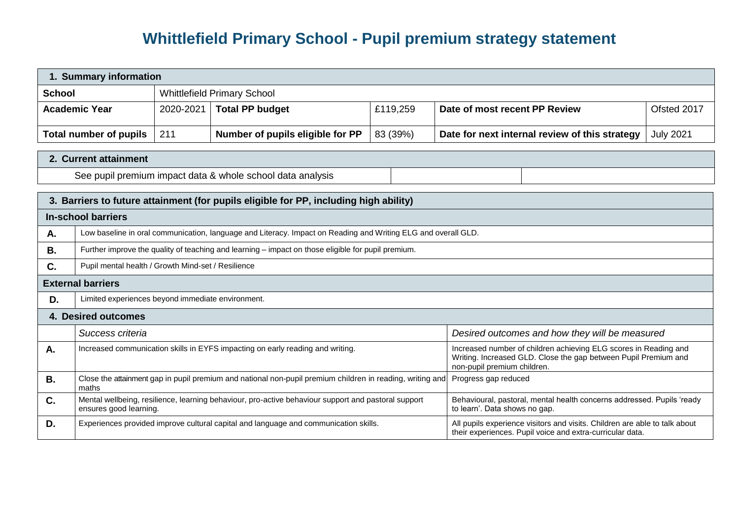# Whittlefield Primary School - Pupil premium strategy statement

| **1. Summary information** | | | | | |
|---|---|---|---|---|---|
| **School** | Whittlefield Primary School | | | | |
| **Academic Year** | 2020-2021 | **Total PP budget** | £119,259 | **Date of most recent PP Review** | Ofsted 2017 |
| **Total number of pupils** | 211 | **Number of pupils eligible for PP** | 83 (39%) | **Date for next internal review of this strategy** | July 2021 |

| **2. Current attainment** | | |
|---|---|---|
| See pupil premium impact data & whole school data analysis | | |

| **3. Barriers to future attainment (for pupils eligible for PP, including high ability)** | | |
|---|---|---|
| **In-school barriers** | | |
| **A.** | Low baseline in oral communication, language and Literacy. Impact on Reading and Writing ELG and overall GLD. | |
| **B.** | Further improve the quality of teaching and learning – impact on those eligible for pupil premium. | |
| **C.** | Pupil mental health / Growth Mind-set / Resilience | |
| **External barriers** | | |
| **D.** | Limited experiences beyond immediate environment. | |
| **4. Desired outcomes** | | |
| | *Success criteria* | *Desired outcomes and how they will be measured* |
| **A.** | Increased communication skills in EYFS impacting on early reading and writing. | Increased number of children achieving ELG scores in Reading and Writing. Increased GLD. Close the gap between Pupil Premium and non-pupil premium children. |
| **B.** | Close the attainment gap in pupil premium and national non-pupil premium children in reading, writing and maths | Progress gap reduced |
| **C.** | Mental wellbeing, resilience, learning behaviour, pro-active behaviour support and pastoral support ensures good learning. | Behavioural, pastoral, mental health concerns addressed. Pupils 'ready to learn'. Data shows no gap. |
| **D.** | Experiences provided improve cultural capital and language and communication skills. | All pupils experience visitors and visits. Children are able to talk about their experiences. Pupil voice and extra-curricular data. |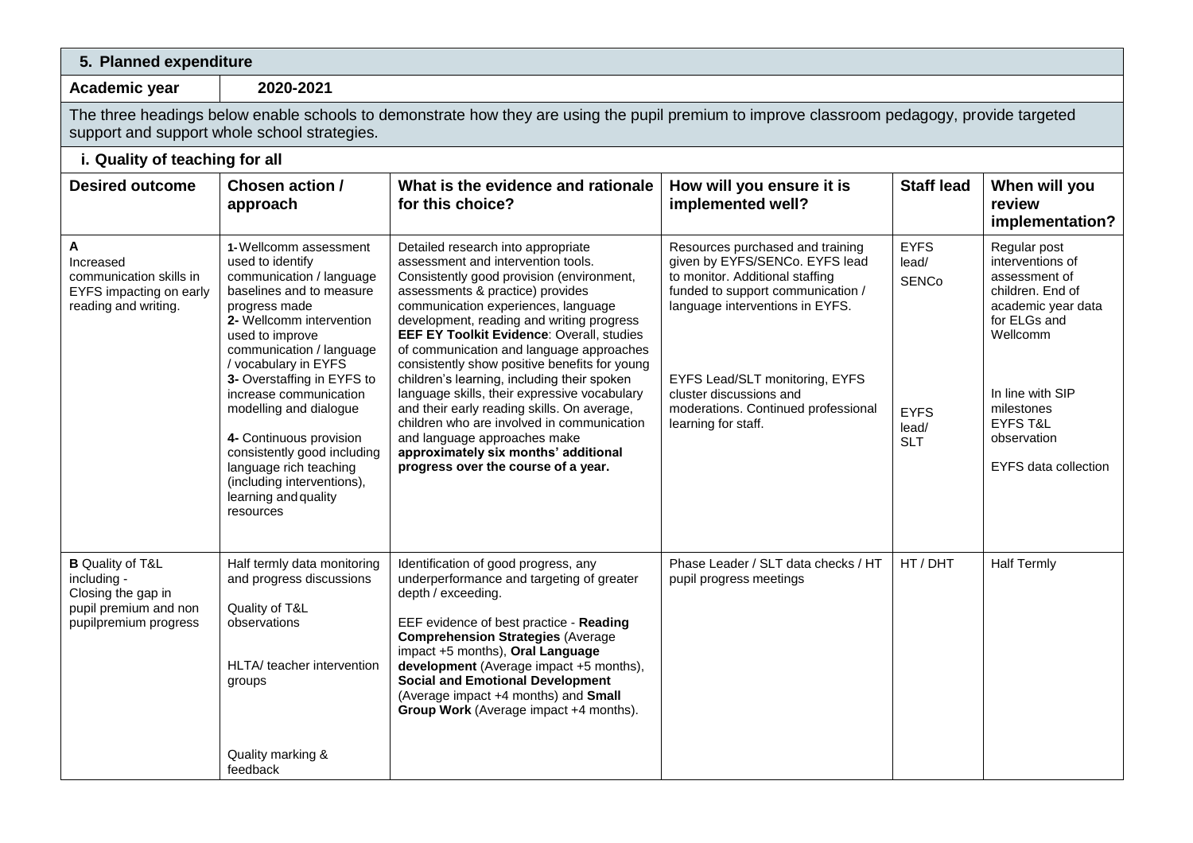## 5. Planned expenditure

**Academic year** | **2020-2021**

The three headings below enable schools to demonstrate how they are using the pupil premium to improve classroom pedagogy, provide targeted support and support whole school strategies.

### i. Quality of teaching for all

| Desired outcome | Chosen action / approach | What is the evidence and rationale for this choice? | How will you ensure it is implemented well? | Staff lead | When will you review implementation? |
|---|---|---|---|---|---|
| **A** Increased communication skills in EYFS impacting on early reading and writing. | **1-** Wellcomm assessment used to identify communication / language baselines and to measure progress made<br>**2-** Wellcomm intervention used to improve communication / language / vocabulary in EYFS<br>**3-** Overstaffing in EYFS to increase communication modelling and dialogue<br>**4-** Continuous provision consistently good including language rich teaching (including interventions), learning and quality resources | Detailed research into appropriate assessment and intervention tools. Consistently good provision (environment, assessments & practice) provides communication experiences, language development, reading and writing progress **EEF EY Toolkit Evidence**: Overall, studies of communication and language approaches consistently show positive benefits for young children's learning, including their spoken language skills, their expressive vocabulary and their early reading skills. On average, children who are involved in communication and language approaches make **approximately six months' additional progress over the course of a year.** | Resources purchased and training given by EYFS/SENCo. EYFS lead to monitor. Additional staffing funded to support communication / language interventions in EYFS.<br><br>EYFS Lead/SLT monitoring, EYFS cluster discussions and moderations. Continued professional learning for staff. | EYFS lead/ SENCo<br><br>EYFS lead/ SLT | Regular post interventions of assessment of children. End of academic year data for ELGs and Wellcomm<br><br>In line with SIP milestones EYFS T&L observation<br><br>EYFS data collection |
| **B** Quality of T&L including - Closing the gap in pupil premium and non pupilpremium progress | Half termly data monitoring and progress discussions<br><br>Quality of T&L observations<br><br>HLTA/ teacher intervention groups<br><br>Quality marking & feedback | Identification of good progress, any underperformance and targeting of greater depth / exceeding.<br><br>EEF evidence of best practice - **Reading Comprehension Strategies** (Average impact +5 months), **Oral Language development** (Average impact +5 months), **Social and Emotional Development** (Average impact +4 months) and **Small Group Work** (Average impact +4 months). | Phase Leader / SLT data checks / HT pupil progress meetings | HT / DHT | Half Termly |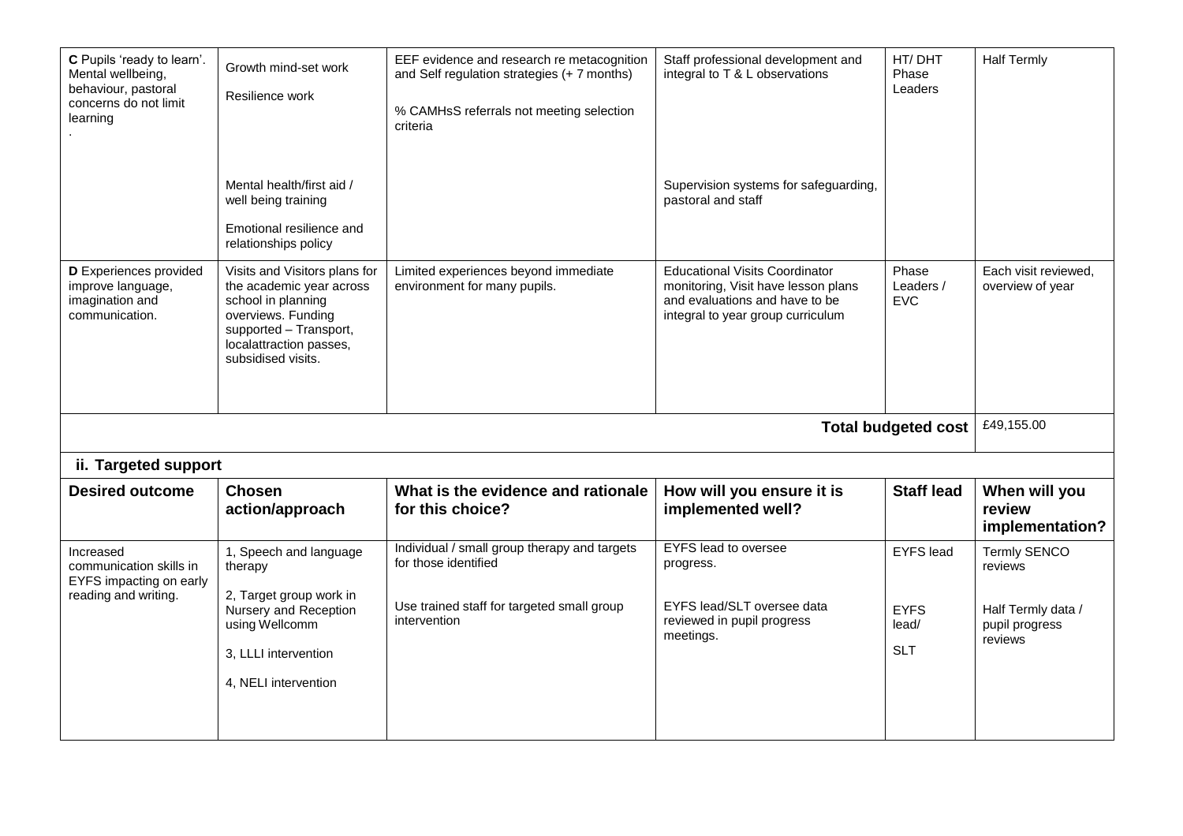| | | | | | |
|---|---|---|---|---|---|
| **C** Pupils 'ready to learn'. Mental wellbeing, behaviour, pastoral concerns do not limit learning<br>. | Growth mind-set work<br><br>Resilience work<br><br>Mental health/first aid / well being training<br><br>Emotional resilience and relationships policy | EEF evidence and research re metacognition and Self regulation strategies (+ 7 months)<br><br>% CAMHsS referrals not meeting selection criteria | Staff professional development and integral to T & L observations<br><br>Supervision systems for safeguarding, pastoral and staff | HT/ DHT Phase Leaders | Half Termly |
| **D** Experiences provided improve language, imagination and communication. | Visits and Visitors plans for the academic year across school in planning overviews. Funding supported – Transport, localattraction passes, subsidised visits. | Limited experiences beyond immediate environment for many pupils. | Educational Visits Coordinator monitoring, Visit have lesson plans and evaluations and have to be integral to year group curriculum | Phase Leaders / EVC | Each visit reviewed, overview of year |
| | | | | **Total budgeted cost** | £49,155.00 |

**ii. Targeted support**

| Desired outcome | Chosen action/approach | What is the evidence and rationale for this choice? | How will you ensure it is implemented well? | Staff lead | When will you review implementation? |
|---|---|---|---|---|---|
| Increased communication skills in EYFS impacting on early reading and writing. | 1, Speech and language therapy<br><br>2, Target group work in Nursery and Reception using Wellcomm<br><br>3, LLLI intervention<br><br>4, NELI intervention | Individual / small group therapy and targets for those identified<br><br>Use trained staff for targeted small group intervention | EYFS lead to oversee progress.<br><br>EYFS lead/SLT oversee data reviewed in pupil progress meetings. | EYFS lead<br><br>EYFS lead/<br>SLT | Termly SENCO reviews<br><br>Half Termly data / pupil progress reviews |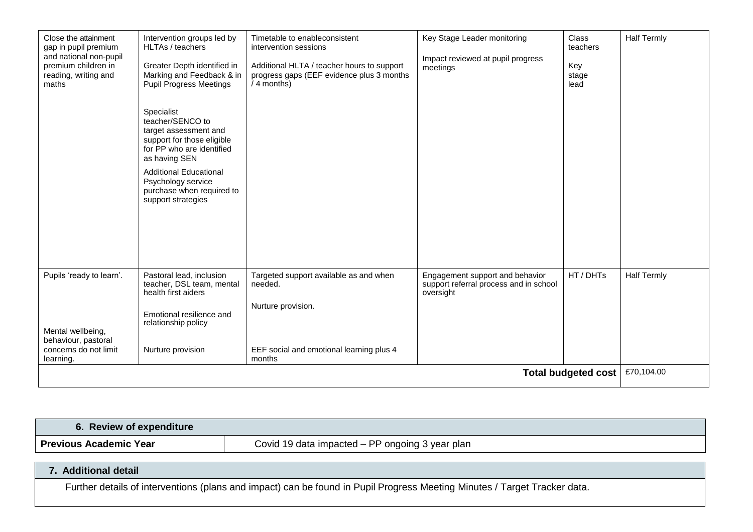| | | | | | |
|---|---|---|---|---|---|
| Close the attainment gap in pupil premium and national non-pupil premium children in reading, writing and maths | Intervention groups led by HLTAs / teachers<br><br>Greater Depth identified in Marking and Feedback & in Pupil Progress Meetings<br><br>Specialist teacher/SENCO to target assessment and support for those eligible for PP who are identified as having SEN<br><br>Additional Educational Psychology service purchase when required to support strategies | Timetable to enableconsistent intervention sessions<br><br>Additional HLTA / teacher hours to support progress gaps (EEF evidence plus 3 months / 4 months) | Key Stage Leader monitoring<br><br>Impact reviewed at pupil progress meetings | Class teachers<br><br>Key stage lead | Half Termly |
| Pupils 'ready to learn'.<br><br>Mental wellbeing, behaviour, pastoral concerns do not limit learning. | Pastoral lead, inclusion teacher, DSL team, mental health first aiders<br><br>Emotional resilience and relationship policy<br><br>Nurture provision | Targeted support available as and when needed.<br><br>Nurture provision.<br><br>EEF social and emotional learning plus 4 months | Engagement support and behavior support referral process and in school oversight | HT / DHTs | Half Termly |
| | | | | **Total budgeted cost** | £70,104.00 |

| **6. Review of expenditure** | |
|---|---|
| **Previous Academic Year** | Covid 19 data impacted – PP ongoing 3 year plan |

| **7. Additional detail** |
|---|
| Further details of interventions (plans and impact) can be found in Pupil Progress Meeting Minutes / Target Tracker data. |